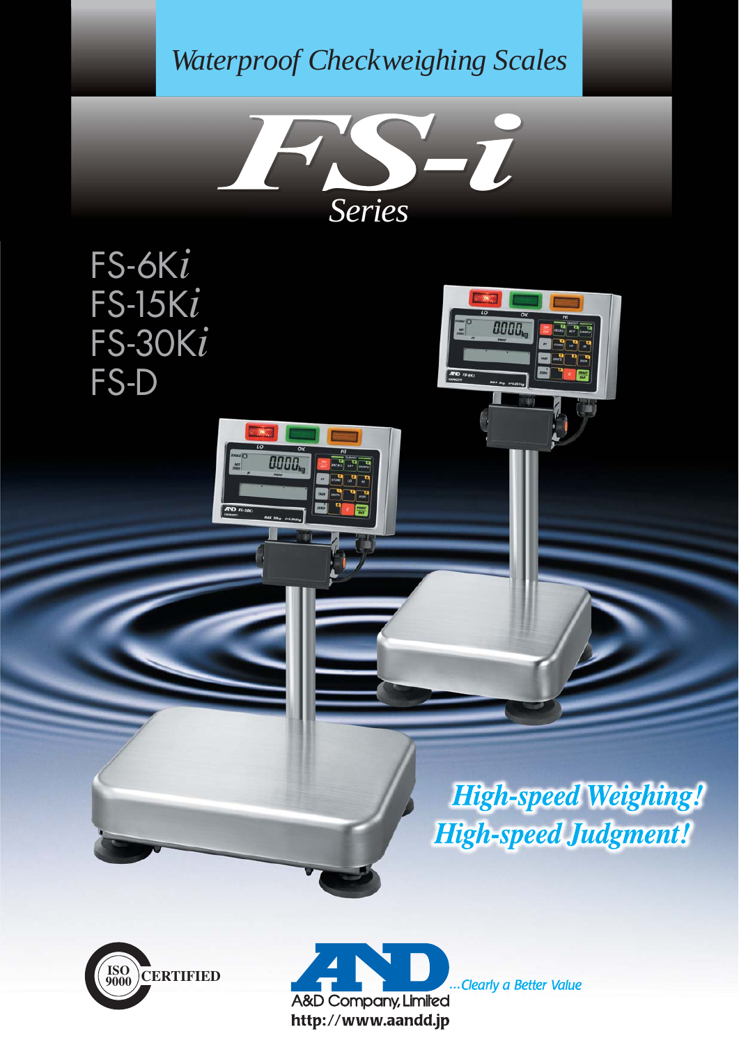*Waterproof Checkweighing Scales*

# *FS-i* Series

FS-6K*i*
FS-15K*i*
FS-30K*i*
FS-D

***High-speed Weighing!***
***High-speed Judgment!***

ISO 9000 CERTIFIED

A&D Company, Limited
...Clearly a Better Value
http://www.aandd.jp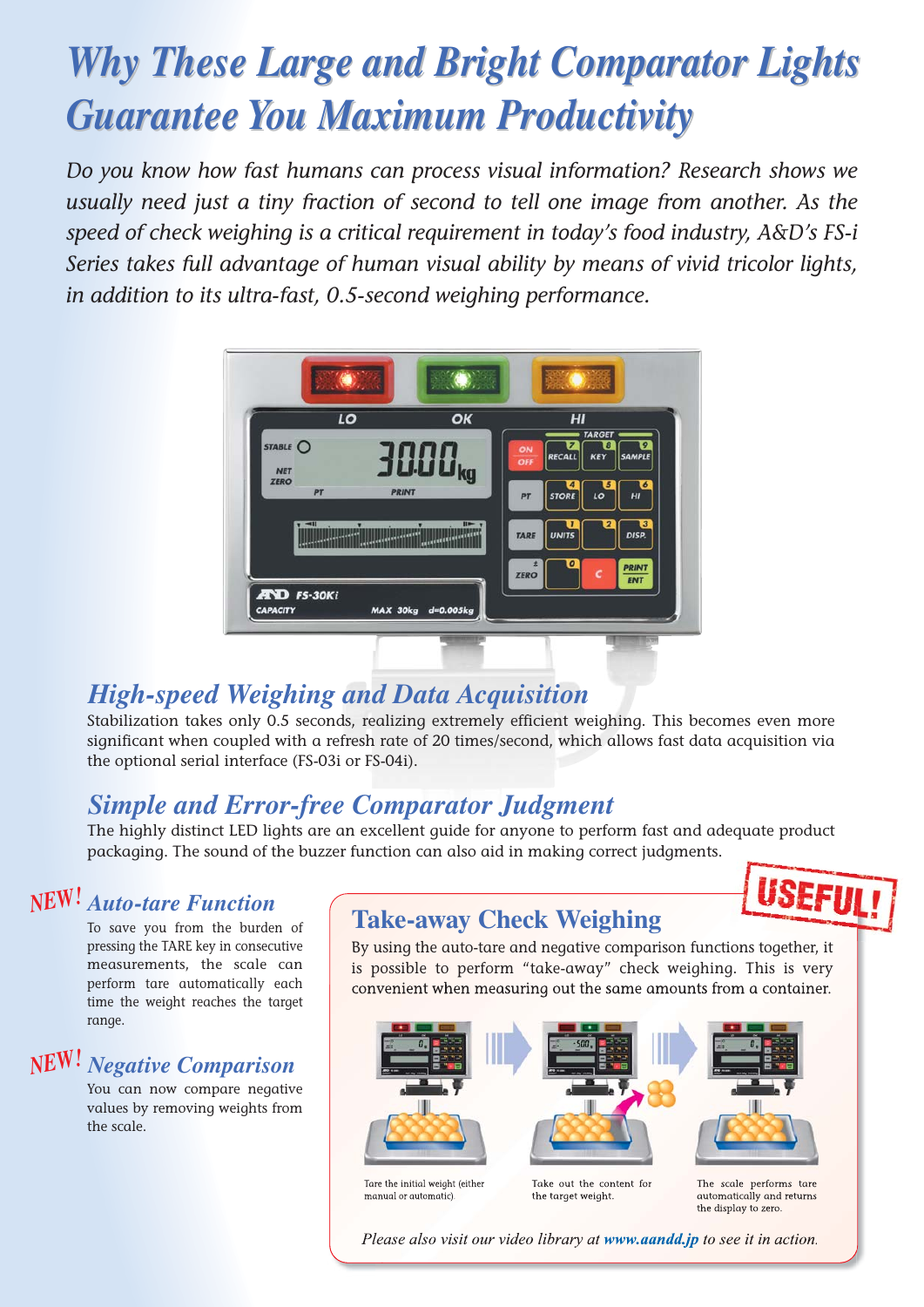# Why These Large and Bright Comparator Lights Guarantee You Maximum Productivity

*Do you know how fast humans can process visual information? Research shows we usually need just a tiny fraction of second to tell one image from another. As the speed of check weighing is a critical requirement in today's food industry, A&D's FS-i Series takes full advantage of human visual ability by means of vivid tricolor lights, in addition to its ultra-fast, 0.5-second weighing performance.*

## High-speed Weighing and Data Acquisition

Stabilization takes only 0.5 seconds, realizing extremely efficient weighing. This becomes even more significant when coupled with a refresh rate of 20 times/second, which allows fast data acquisition via the optional serial interface (FS-03i or FS-04i).

## Simple and Error-free Comparator Judgment

The highly distinct LED lights are an excellent guide for anyone to perform fast and adequate product packaging. The sound of the buzzer function can also aid in making correct judgments.

## NEW! Auto-tare Function

To save you from the burden of pressing the TARE key in consecutive measurements, the scale can perform tare automatically each time the weight reaches the target range.

## NEW! Negative Comparison

You can now compare negative values by removing weights from the scale.

## Take-away Check Weighing

**USEFUL!**

By using the auto-tare and negative comparison functions together, it is possible to perform "take-away" check weighing. This is very convenient when measuring out the same amounts from a container.

Tare the initial weight (either manual or automatic).

Take out the content for the target weight.

The scale performs tare automatically and returns the display to zero.

*Please also visit our video library at **www.aandd.jp** to see it in action.*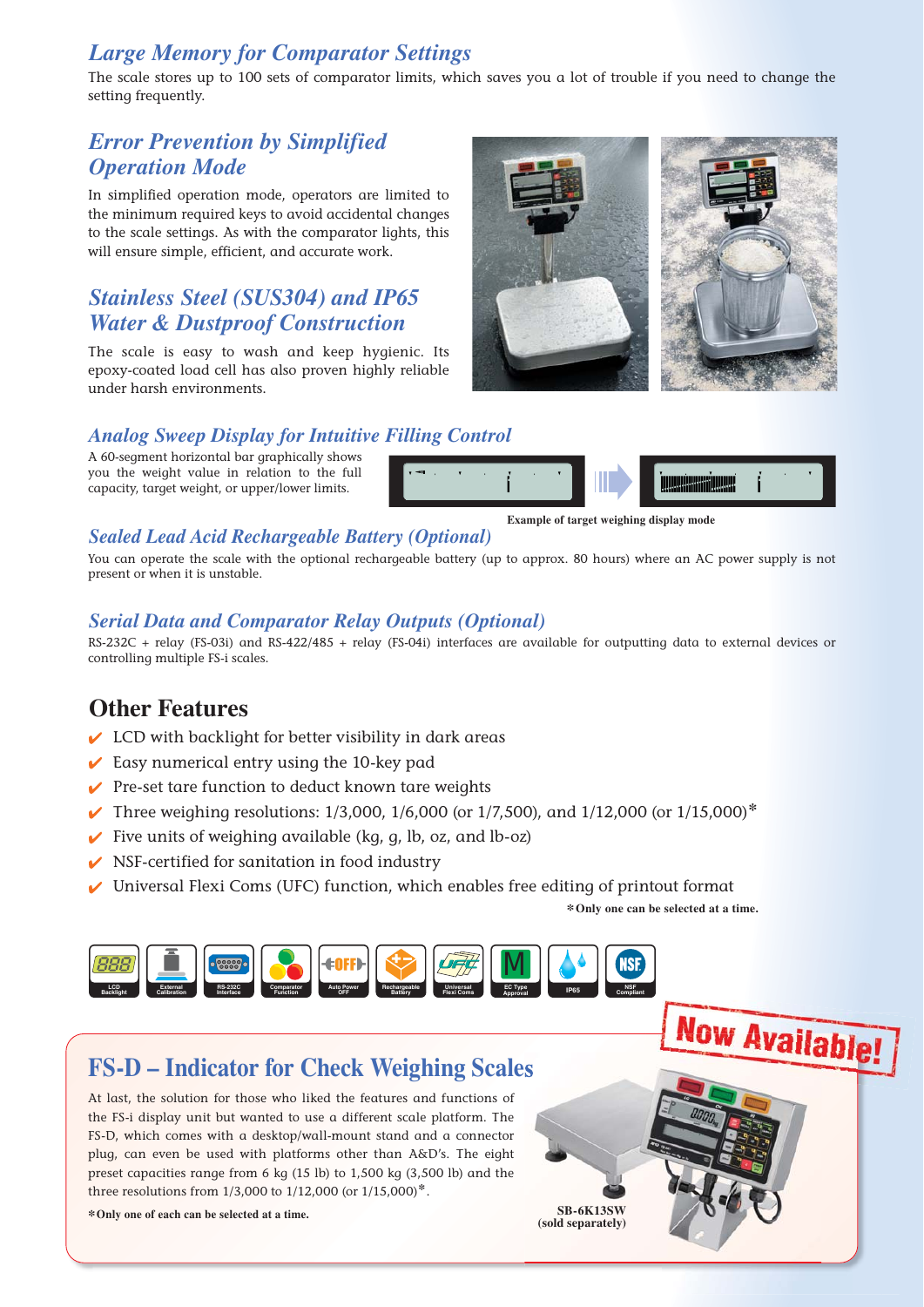## *Large Memory for Comparator Settings*

The scale stores up to 100 sets of comparator limits, which saves you a lot of trouble if you need to change the setting frequently.

## *Error Prevention by Simplified Operation Mode*

In simplified operation mode, operators are limited to the minimum required keys to avoid accidental changes to the scale settings. As with the comparator lights, this will ensure simple, efficient, and accurate work.

## *Stainless Steel (SUS304) and IP65 Water & Dustproof Construction*

The scale is easy to wash and keep hygienic. Its epoxy-coated load cell has also proven highly reliable under harsh environments.

## *Analog Sweep Display for Intuitive Filling Control*

A 60-segment horizontal bar graphically shows you the weight value in relation to the full capacity, target weight, or upper/lower limits.

**Example of target weighing display mode**

## *Sealed Lead Acid Rechargeable Battery (Optional)*

You can operate the scale with the optional rechargeable battery (up to approx. 80 hours) where an AC power supply is not present or when it is unstable.

## *Serial Data and Comparator Relay Outputs (Optional)*

RS-232C + relay (FS-03i) and RS-422/485 + relay (FS-04i) interfaces are available for outputting data to external devices or controlling multiple FS-i scales.

## Other Features

- ✔ LCD with backlight for better visibility in dark areas
- ✔ Easy numerical entry using the 10-key pad
- ✔ Pre-set tare function to deduct known tare weights
- ✔ Three weighing resolutions: 1/3,000, 1/6,000 (or 1/7,500), and 1/12,000 (or 1/15,000)*
- ✔ Five units of weighing available (kg, g, lb, oz, and lb-oz)
- ✔ NSF-certified for sanitation in food industry
- ✔ Universal Flexi Coms (UFC) function, which enables free editing of printout format

**\*Only one can be selected at a time.**

LCD Backlight | External Calibration | RS-232C Interface | Comparator Function | Auto Power OFF | Rechargeable Battery | Universal Flexi Coms | EC Type Approval | IP65 | NSF Compliant

**Now Available!**

## FS-D – Indicator for Check Weighing Scales

At last, the solution for those who liked the features and functions of the FS-i display unit but wanted to use a different scale platform. The FS-D, which comes with a desktop/wall-mount stand and a connector plug, can even be used with platforms other than A&D's. The eight preset capacities range from 6 kg (15 lb) to 1,500 kg (3,500 lb) and the three resolutions from 1/3,000 to 1/12,000 (or 1/15,000)*.

**\*Only one of each can be selected at a time.**

**SB-6K13SW (sold separately)**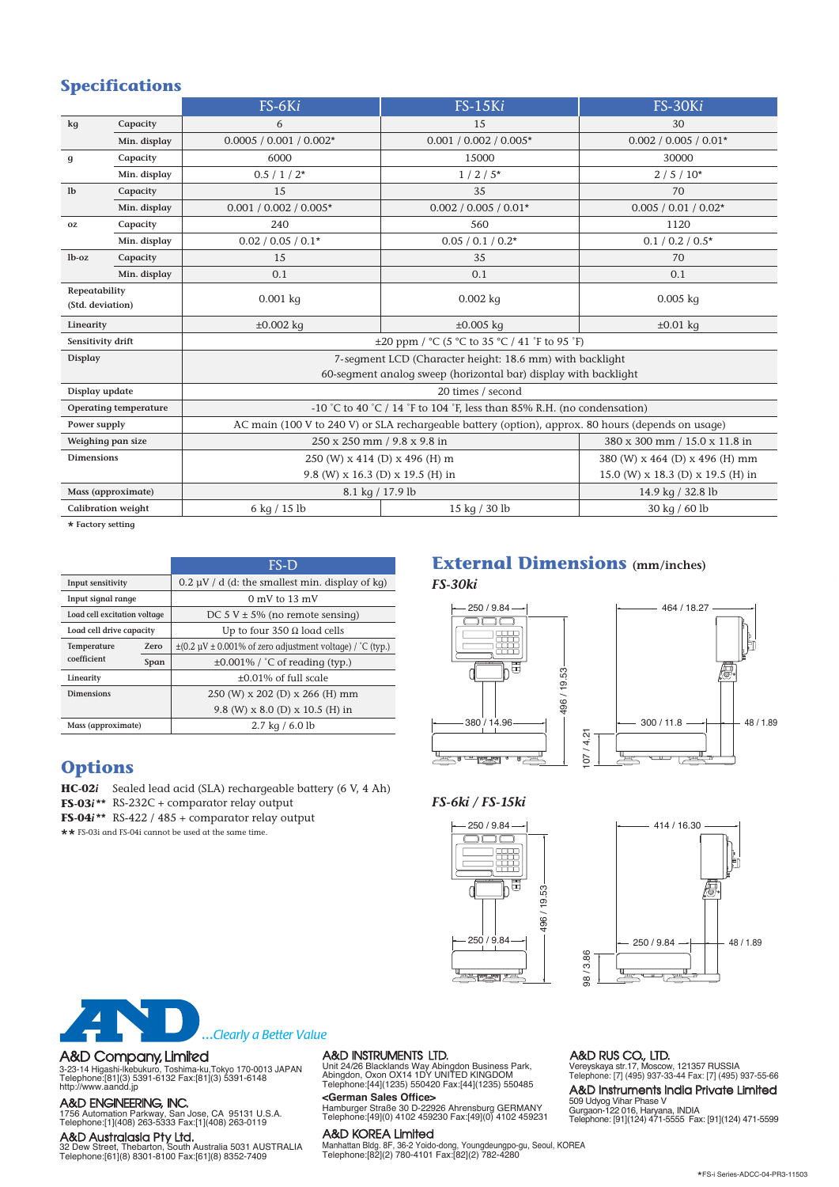## Specifications

| | | FS-6K*i* | FS-15K*i* | FS-30K*i* |
|---|---|---|---|---|
| kg | Capacity | 6 | 15 | 30 |
| | Min. display | 0.0005 / 0.001 / 0.002* | 0.001 / 0.002 / 0.005* | 0.002 / 0.005 / 0.01* |
| g | Capacity | 6000 | 15000 | 30000 |
| | Min. display | 0.5 / 1 / 2* | 1 / 2 / 5* | 2 / 5 / 10* |
| lb | Capacity | 15 | 35 | 70 |
| | Min. display | 0.001 / 0.002 / 0.005* | 0.002 / 0.005 / 0.01* | 0.005 / 0.01 / 0.02* |
| oz | Capacity | 240 | 560 | 1120 |
| | Min. display | 0.02 / 0.05 / 0.1* | 0.05 / 0.1 / 0.2* | 0.1 / 0.2 / 0.5* |
| lb-oz | Capacity | 15 | 35 | 70 |
| | Min. display | 0.1 | 0.1 | 0.1 |
| Repeatability (Std. deviation) | | 0.001 kg | 0.002 kg | 0.005 kg |
| Linearity | | ±0.002 kg | ±0.005 kg | ±0.01 kg |
| Sensitivity drift | | ±20 ppm / °C (5 °C to 35 °C / 41 ˚F to 95 ˚F) | | |
| Display | | 7-segment LCD (Character height: 18.6 mm) with backlight<br>60-segment analog sweep (horizontal bar) display with backlight | | |
| Display update | | 20 times / second | | |
| Operating temperature | | -10 ˚C to 40 ˚C / 14 ˚F to 104 ˚F, less than 85% R.H. (no condensation) | | |
| Power supply | | AC main (100 V to 240 V) or SLA rechargeable battery (option), approx. 80 hours (depends on usage) | | |
| Weighing pan size | | 250 x 250 mm / 9.8 x 9.8 in | | 380 x 300 mm / 15.0 x 11.8 in |
| Dimensions | | 250 (W) x 414 (D) x 496 (H) m<br>9.8 (W) x 16.3 (D) x 19.5 (H) in | | 380 (W) x 464 (D) x 496 (H) mm<br>15.0 (W) x 18.3 (D) x 19.5 (H) in |
| Mass (approximate) | | 8.1 kg / 17.9 lb | | 14.9 kg / 32.8 lb |
| Calibration weight | | 6 kg / 15 lb | 15 kg / 30 lb | 30 kg / 60 lb |

\* Factory setting

| | | FS-D |
|---|---|---|
| Input sensitivity | | 0.2 µV / d (d: the smallest min. display of kg) |
| Input signal range | | 0 mV to 13 mV |
| Load cell excitation voltage | | DC 5 V ± 5% (no remote sensing) |
| Load cell drive capacity | | Up to four 350 Ω load cells |
| Temperature coefficient | Zero | ±(0.2 µV ± 0.001% of zero adjustment voltage) / ˚C (typ.) |
| | Span | ±0.001% / ˚C of reading (typ.) |
| Linearity | | ±0.01% of full scale |
| Dimensions | | 250 (W) x 202 (D) x 266 (H) mm<br>9.8 (W) x 8.0 (D) x 10.5 (H) in |
| Mass (approximate) | | 2.7 kg / 6.0 lb |

## Options

**HC-02*i*** Sealed lead acid (SLA) rechargeable battery (6 V, 4 Ah)
**FS-03*i*\*\*** RS-232C + comparator relay output
**FS-04*i*\*\*** RS-422 / 485 + comparator relay output
\*\* FS-03i and FS-04i cannot be used at the same time.

## External Dimensions (mm/inches)

***FS-30ki***

250 / 9.84
464 / 18.27
496 / 19.53
380 / 14.96
300 / 11.8
48 / 1.89
107 / 4.21

***FS-6ki / FS-15ki***

250 / 9.84
414 / 16.30
496 / 19.53
250 / 9.84
250 / 9.84
48 / 1.89
98 / 3.86

A&D ...Clearly a Better Value

**A&D Company, Limited**
3-23-14 Higashi-Ikebukuro, Toshima-ku,Tokyo 170-0013 JAPAN
Telephone:[81](3) 5391-6132 Fax:[81](3) 5391-6148
http://www.aandd.jp

**A&D ENGINEERING, INC.**
1756 Automation Parkway, San Jose, CA 95131 U.S.A.
Telephone:[1](408) 263-5333 Fax:[1](408) 263-0119

**A&D Australasia Pty Ltd.**
32 Dew Street, Thebarton, South Australia 5031 AUSTRALIA
Telephone:[61](8) 8301-8100 Fax:[61](8) 8352-7409

**A&D INSTRUMENTS LTD.**
Unit 24/26 Blacklands Way Abingdon Business Park, Abingdon, Oxon OX14 1DY UNITED KINGDOM
Telephone:[44](1235) 550420 Fax:[44](1235) 550485

**<German Sales Office>**
Hamburger Straße 30 D-22926 Ahrensburg GERMANY
Telephone:[49](0) 4102 459230 Fax:[49](0) 4102 459231

**A&D KOREA Limited**
Manhattan Bldg. 8F, 36-2 Yoido-dong, Youngdeungpo-gu, Seoul, KOREA
Telephone:[82](2) 780-4101 Fax:[82](2) 782-4280

**A&D RUS CO., LTD.**
Vereyskaya str.17, Moscow, 121357 RUSSIA
Telephone: [7] (495) 937-33-44 Fax: [7] (495) 937-55-66

**A&D Instruments India Private Limited**
509 Udyog Vihar Phase V
Gurgaon-122 016, Haryana, INDIA
Telephone: [91](124) 471-5555 Fax: [91](124) 471-5599

\*FS-i Series-ADCC-04-PR3-11503